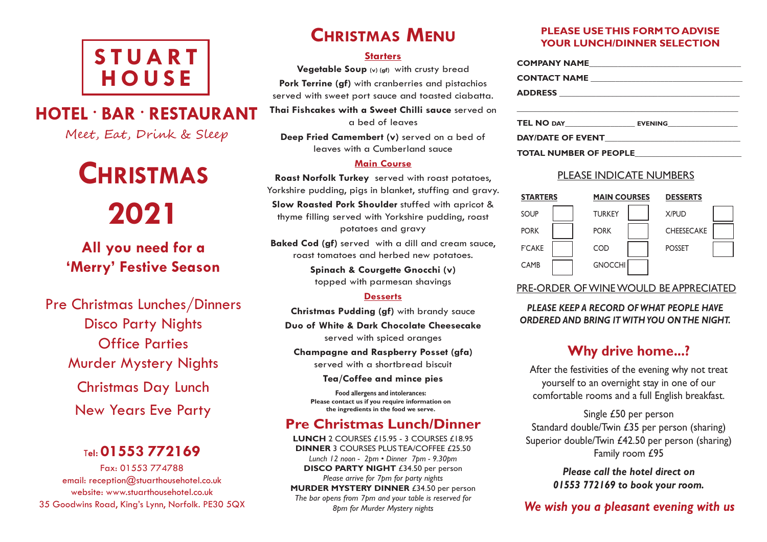# STUART HOUSE

## HOTEL · BAR · RESTAURANT

*Meet, Eat, Drink & Sleep*

# CHRISTMAS 2021

## All you need for a 'Merry' Festive Season

Pre Christmas Lunches/Dinners
Disco Party Nights
Office Parties
Murder Mystery Nights
Christmas Day Lunch
New Years Eve Party

Tel: **01553 772169**

Fax: 01553 774788
email: reception@stuarthousehotel.co.uk
website: www.stuarthousehotel.co.uk
35 Goodwins Road, King's Lynn, Norfolk. PE30 5QX

# CHRISTMAS MENU

### Starters

**Vegetable Soup** (v) (gf) with crusty bread

**Pork Terrine (gf)** with cranberries and pistachios served with sweet port sauce and toasted ciabatta.

**Thai Fishcakes with a Sweet Chilli sauce** served on a bed of leaves

**Deep Fried Camembert (v)** served on a bed of leaves with a Cumberland sauce

### Main Course

**Roast Norfolk Turkey** served with roast potatoes, Yorkshire pudding, pigs in blanket, stuffing and gravy.

**Slow Roasted Pork Shoulder** stuffed with apricot & thyme filling served with Yorkshire pudding, roast potatoes and gravy

**Baked Cod (gf)** served with a dill and cream sauce, roast tomatoes and herbed new potatoes.

**Spinach & Courgette Gnocchi (v)** topped with parmesan shavings

### Desserts

**Christmas Pudding (gf)** with brandy sauce

**Duo of White & Dark Chocolate Cheesecake** served with spiced oranges

**Champagne and Raspberry Posset (gfa)** served with a shortbread biscuit

**Tea/Coffee and mince pies**

**Food allergens and intolerances:**
**Please contact us if you require information on the ingredients in the food we serve.**

## Pre Christmas Lunch/Dinner

**LUNCH** 2 COURSES £15.95 - 3 COURSES £18.95
**DINNER** 3 COURSES PLUS TEA/COFFEE £25.50
*Lunch 12 noon - 2pm • Dinner 7pm - 9.30pm*
**DISCO PARTY NIGHT** £34.50 per person
*Please arrive for 7pm for party nights*
**MURDER MYSTERY DINNER** £34.50 per person
*The bar opens from 7pm and your table is reserved for 8pm for Murder Mystery nights*

## PLEASE USE THIS FORM TO ADVISE YOUR LUNCH/DINNER SELECTION

**COMPANY NAME** ______________________________

**CONTACT NAME** ______________________________

**ADDRESS** ______________________________

______________________________

**TEL NO DAY** ______________ **EVENING** ______________

**DAY/DATE OF EVENT** ______________________________

**TOTAL NUMBER OF PEOPLE** ______________________________

PLEASE INDICATE NUMBERS

| STARTERS | | MAIN COURSES | | DESSERTS | |
|---|---|---|---|---|---|
| SOUP | | TURKEY | | X/PUD | |
| PORK | | PORK | | CHEESECAKE | |
| F'CAKE | | COD | | POSSET | |
| CAMB | | GNOCCHI | | | |

PRE-ORDER OF WINE WOULD BE APPRECIATED

***PLEASE KEEP A RECORD OF WHAT PEOPLE HAVE ORDERED AND BRING IT WITH YOU ON THE NIGHT.***

## Why drive home...?

After the festivities of the evening why not treat yourself to an overnight stay in one of our comfortable rooms and a full English breakfast.

Single £50 per person
Standard double/Twin £35 per person (sharing)
Superior double/Twin £42.50 per person (sharing)
Family room £95

***Please call the hotel direct on 01553 772169 to book your room.***

*We wish you a pleasant evening with us*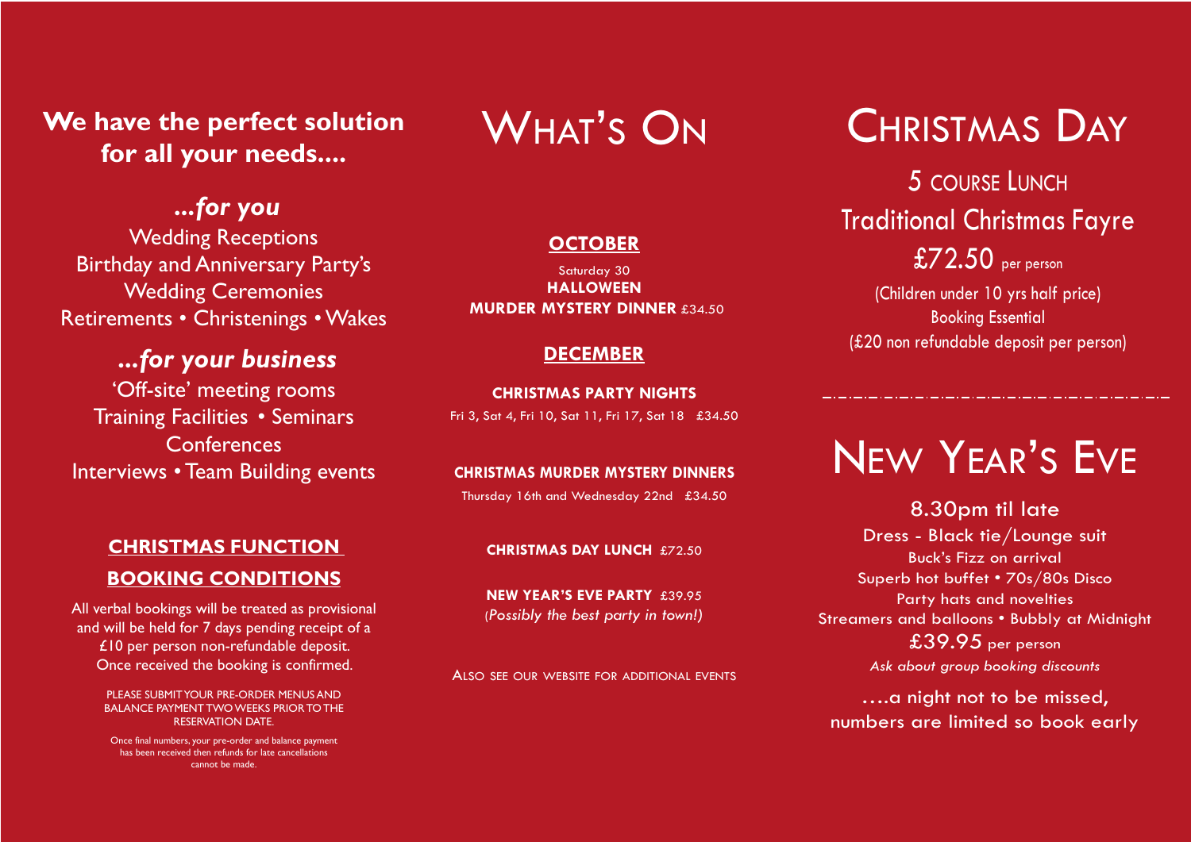## We have the perfect solution for all your needs....

### *...for you*

Wedding Receptions
Birthday and Anniversary Party's
Wedding Ceremonies
Retirements • Christenings • Wakes

### *...for your business*

'Off-site' meeting rooms
Training Facilities • Seminars
Conferences
Interviews • Team Building events

### CHRISTMAS FUNCTION BOOKING CONDITIONS

All verbal bookings will be treated as provisional and will be held for 7 days pending receipt of a £10 per person non-refundable deposit. Once received the booking is confirmed.

PLEASE SUBMIT YOUR PRE-ORDER MENUS AND BALANCE PAYMENT TWO WEEKS PRIOR TO THE RESERVATION DATE.

Once final numbers, your pre-order and balance payment has been received then refunds for late cancellations cannot be made.

# WHAT'S ON

### OCTOBER

Saturday 30
**HALLOWEEN MURDER MYSTERY DINNER** £34.50

### DECEMBER

**CHRISTMAS PARTY NIGHTS**
Fri 3, Sat 4, Fri 10, Sat 11, Fri 17, Sat 18 £34.50

**CHRISTMAS MURDER MYSTERY DINNERS**
Thursday 16th and Wednesday 22nd £34.50

**CHRISTMAS DAY LUNCH** £72.50

**NEW YEAR'S EVE PARTY** £39.95
*(Possibly the best party in town!)*

ALSO SEE OUR WEBSITE FOR ADDITIONAL EVENTS

# CHRISTMAS DAY

## 5 COURSE LUNCH

Traditional Christmas Fayre

£72.50 per person

(Children under 10 yrs half price)
Booking Essential
(£20 non refundable deposit per person)

# NEW YEAR'S EVE

8.30pm til late

Dress - Black tie/Lounge suit
Buck's Fizz on arrival
Superb hot buffet • 70s/80s Disco
Party hats and novelties
Streamers and balloons • Bubbly at Midnight

£39.95 per person

*Ask about group booking discounts*

....a night not to be missed, numbers are limited so book early